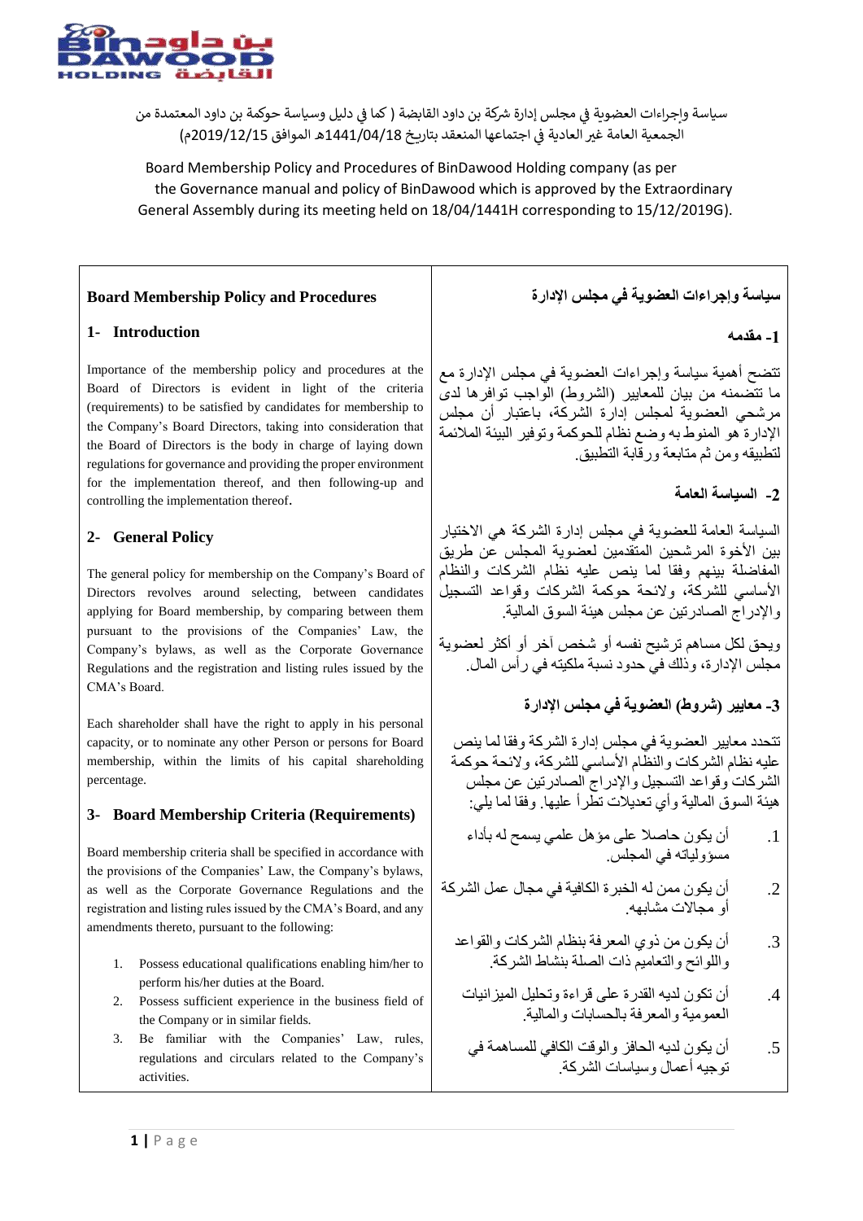سياسة وإجراءات العضوية في مجلس إدارة شركة بن داود القابضة ( كما في دليل وسياسة حوكمة بن داود المعتمدة من الجمعية العامة غير العادية في اجتماعها المنعقد بتاريخ 1441/04/18هـ الموافق 2019/12/15م)

Board Membership Policy and Procedures of BinDawood Holding company (as per the Governance manual and policy of BinDawood which is approved by the Extraordinary General Assembly during its meeting held on 18/04/1441H corresponding to 15/12/2019G).

## Board Membership Policy and Procedures

### 1- Introduction

Importance of the membership policy and procedures at the Board of Directors is evident in light of the criteria (requirements) to be satisfied by candidates for membership to the Company's Board Directors, taking into consideration that the Board of Directors is the body in charge of laying down regulations for governance and providing the proper environment for the implementation thereof, and then following-up and controlling the implementation thereof.

### 2- General Policy

The general policy for membership on the Company's Board of Directors revolves around selecting, between candidates applying for Board membership, by comparing between them pursuant to the provisions of the Companies' Law, the Company's bylaws, as well as the Corporate Governance Regulations and the registration and listing rules issued by the CMA's Board.

Each shareholder shall have the right to apply in his personal capacity, or to nominate any other Person or persons for Board membership, within the limits of his capital shareholding percentage.

### 3- Board Membership Criteria (Requirements)

Board membership criteria shall be specified in accordance with the provisions of the Companies' Law, the Company's bylaws, as well as the Corporate Governance Regulations and the registration and listing rules issued by the CMA's Board, and any amendments thereto, pursuant to the following:

1. Possess educational qualifications enabling him/her to perform his/her duties at the Board.
2. Possess sufficient experience in the business field of the Company or in similar fields.
3. Be familiar with the Companies' Law, rules, regulations and circulars related to the Company's activities.

## سياسة وإجراءات العضوية في مجلس الإدارة

### 1- مقدمه

تتضح أهمية سياسة وإجراءات العضوية في مجلس الإدارة مع ما تتضمنه من بيان للمعايير (الشروط) الواجب توافرها لدى مرشحي العضوية لمجلس إدارة الشركة، باعتبار أن مجلس الإدارة هو المنوط به وضع نظام للحوكمة وتوفير البيئة الملائمة لتطبيقه ومن ثم متابعة ورقابة التطبيق.

### 2- السياسة العامة

السياسة العامة للعضوية في مجلس إدارة الشركة هي الاختيار بين الأخوة المرشحين المتقدمين لعضوية مجلس الإدارة عن طريق المفاضلة بينهم وفقا لما ينص عليه نظام الشركات والنظام الأساسي للشركة، ولائحة حوكمة الشركات وقواعد التسجيل والإدراج الصادرتين عن مجلس هيئة السوق المالية.

ويحق لكل مساهم ترشيح نفسه أو شخص آخر أو أكثر لعضوية مجلس الإدارة، وذلك في حدود نسبة ملكيته في رأس المال.

### 3- معايير (شروط) العضوية في مجلس الإدارة

تتحدد معايير العضوية في مجلس إدارة الشركة وفقا لما ينص عليه نظام الشركات والنظام الأساسي للشركة، ولائحة حوكمة الشركات وقواعد التسجيل والإدراج الصادرتين عن مجلس هيئة السوق المالية وأي تعديلات تطرأ عليها. وفقا لما يلي:

1. أن يكون حاصلا على مؤهل علمي يسمح له بأداء مسؤولياته في المجلس.
2. أن يكون من له الخبرة الكافية في مجال عمل الشركة أو مجالات مشابهه.
3. أن يكون من ذوي المعرفة بنظام الشركات والقواعد واللوائح والتعاميم ذات الصلة بنشاط الشركة.
4. أن تكون لديه القدرة على قراءة وتحليل الميزانيات العمومية والمعرفة بالحسابات والمالية.
5. أن يكون لديه الحافز والوقت الكافي للمساهمة في توجيه أعمال وسياسات الشركة.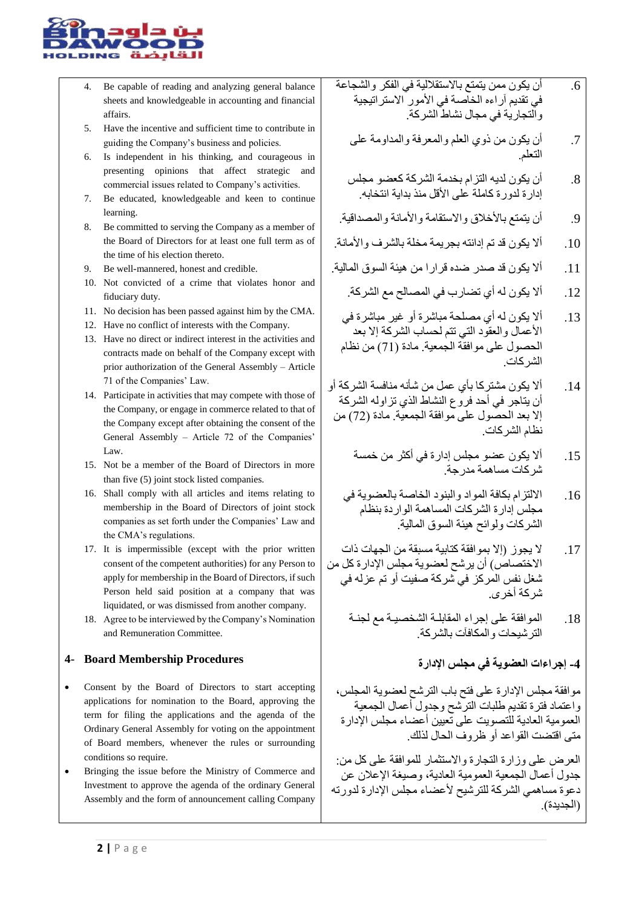4. Be capable of reading and analyzing general balance sheets and knowledgeable in accounting and financial affairs.
5. Have the incentive and sufficient time to contribute in guiding the Company's business and policies.
6. Is independent in his thinking, and courageous in presenting opinions that affect strategic and commercial issues related to Company's activities.
7. Be educated, knowledgeable and keen to continue learning.
8. Be committed to serving the Company as a member of the Board of Directors for at least one full term as of the time of his election thereto.
9. Be well-mannered, honest and credible.
10. Not convicted of a crime that violates honor and fiduciary duty.
11. No decision has been passed against him by the CMA.
12. Have no conflict of interests with the Company.
13. Have no direct or indirect interest in the activities and contracts made on behalf of the Company except with prior authorization of the General Assembly – Article 71 of the Companies' Law.
14. Participate in activities that may compete with those of the Company, or engage in commerce related to that of the Company except after obtaining the consent of the General Assembly – Article 72 of the Companies' Law.
15. Not be a member of the Board of Directors in more than five (5) joint stock listed companies.
16. Shall comply with all articles and items relating to membership in the Board of Directors of joint stock companies as set forth under the Companies' Law and the CMA's regulations.
17. It is impermissible (except with the prior written consent of the competent authorities) for any Person to apply for membership in the Board of Directors, if such Person held said position at a company that was liquidated, or was dismissed from another company.
18. Agree to be interviewed by the Company's Nomination and Remuneration Committee.

## 4- Board Membership Procedures

- Consent by the Board of Directors to start accepting applications for nomination to the Board, approving the term for filing the applications and the agenda of the Ordinary General Assembly for voting on the appointment of Board members, whenever the rules or surrounding conditions so require.
- Bringing the issue before the Ministry of Commerce and Investment to approve the agenda of the ordinary General Assembly and the form of announcement calling Company

.6 أن يكون ممن يتمتع بالاستقلالية في الفكر والشجاعة في تقديم آراءه الخاصة في الأمور الاستراتيجية والتجارية في مجال نشاط الشركة.

.7 أن يكون من ذوي العلم والمعرفة والمداومة على التعلم.

.8 أن يكون لديه التزام بخدمة الشركة كعضو مجلس إدارة لدورة كاملة على الأقل منذ بداية انتخابه.

.9 أن يتمتع بالأخلاق والاستقامة والأمانة والمصداقية.

.10 ألا يكون قد تم إدانته بجريمة مخلة بالشرف والأمانة.

.11 ألا يكون قد صدر ضده قرارا من هيئة السوق المالية.

.12 ألا يكون له أي تضارب في المصالح مع الشركة.

.13 ألا يكون له أي مصلحة مباشرة أو غير مباشرة في الأعمال والعقود التي تتم لحساب الشركة إلا بعد الحصول على موافقة الجمعية. مادة (71) من نظام الشركات.

.14 ألا يكون مشتركا بأي عمل من شأنه منافسة الشركة أو أن يتاجر في أحد فروع النشاط الذي تزاوله الشركة إلا بعد الحصول على موافقة الجمعية. مادة (72) من نظام الشركات.

.15 ألا يكون عضو مجلس إدارة في أكثر من خمسة شركات مساهمة مدرجة.

.16 الالتزام بكافة المواد والبنود الخاصة بالعضوية في مجلس إدارة الشركات المساهمة الواردة بنظام الشركات ولوائح هيئة السوق المالية.

.17 لا يجوز (إلا بموافقة كتابية مسبقة من الجهات ذات الاختصاص) أن يرشح لعضوية مجلس الإدارة كل من شغل نفس المركز في شركة صفيت أو تم عزله في شركة أخرى.

.18 الموافقة على إجراء المقابلة الشخصية مع لجنة الترشيحات والمكافآت بالشركة.

## 4- إجراءات العضوية في مجلس الإدارة

موافقة مجلس الإدارة على فتح باب الترشح لعضوية المجلس، واعتماد فترة تقديم طلبات الترشح وجدول أعمال الجمعية العمومية العادية للتصويت على تعيين أعضاء مجلس الإدارة متى اقتضت القواعد أو ظروف الحال لذلك.

العرض على وزارة التجارة والاستثمار للموافقة على كل من: جدول أعمال الجمعية العمومية العادية، وصيغة الإعلان عن دعوة مساهمي الشركة للترشيح لأعضاء مجلس الإدارة لدورته (الجديدة).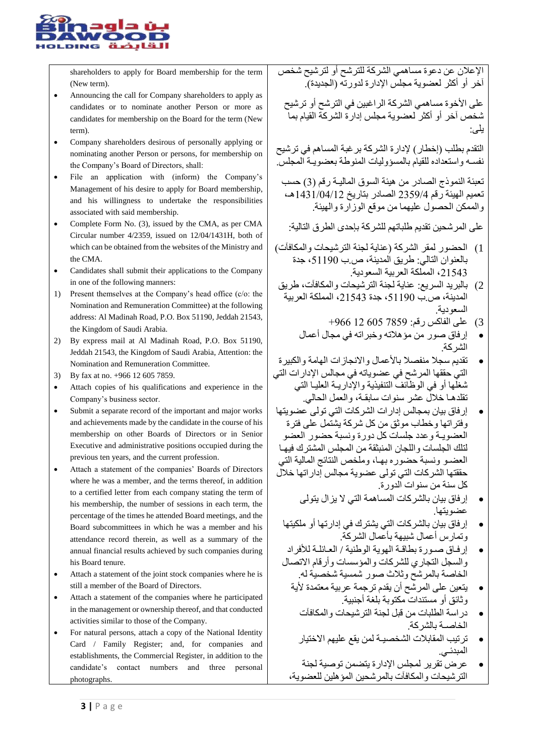shareholders to apply for Board membership for the term (New term).

- Announcing the call for Company shareholders to apply as candidates or to nominate another Person or more as candidates for membership on the Board for the term (New term).
- Company shareholders desirous of personally applying or nominating another Person or persons, for membership on the Company's Board of Directors, shall:
- File an application with (inform) the Company's Management of his desire to apply for Board membership, and his willingness to undertake the responsibilities associated with said membership.
- Complete Form No. (3), issued by the CMA, as per CMA Circular number 4/2359, issued on 12/04/1431H, both of which can be obtained from the websites of the Ministry and the CMA.
- Candidates shall submit their applications to the Company in one of the following manners:

1) Present themselves at the Company's head office (c/o: the Nomination and Remuneration Committee) at the following address: Al Madinah Road, P.O. Box 51190, Jeddah 21543, the Kingdom of Saudi Arabia.
2) By express mail at Al Madinah Road, P.O. Box 51190, Jeddah 21543, the Kingdom of Saudi Arabia, Attention: the Nomination and Remuneration Committee.
3) By fax at no. +966 12 605 7859.

- Attach copies of his qualifications and experience in the Company's business sector.
- Submit a separate record of the important and major works and achievements made by the candidate in the course of his membership on other Boards of Directors or in Senior Executive and administrative positions occupied during the previous ten years, and the current profession.
- Attach a statement of the companies' Boards of Directors where he was a member, and the terms thereof, in addition to a certified letter from each company stating the term of his membership, the number of sessions in each term, the percentage of the times he attended Board meetings, and the Board subcommittees in which he was a member and his attendance record therein, as well as a summary of the annual financial results achieved by such companies during his Board tenure.
- Attach a statement of the joint stock companies where he is still a member of the Board of Directors.
- Attach a statement of the companies where he participated in the management or ownership thereof, and that conducted activities similar to those of the Company.
- For natural persons, attach a copy of the National Identity Card / Family Register; and, for companies and establishments, the Commercial Register, in addition to the candidate's contact numbers and three personal photographs.

الإعلان عن دعوة مساهمي الشركة للترشح أو لترشيح شخص آخر أو أكثر لعضوية مجلس الإدارة لدورته (الجديدة).

على الأخوة مساهمي الشركة الراغبين في الترشح أو ترشيح شخص آخر أو أكثر لعضوية مجلس إدارة الشركة القيام بما يلي:

التقدم بطلب (إخطار) لإدارة الشركة برغبة المساهم في ترشيح نفسه واستعداده للقيام بالمسؤوليات المنوطة بعضوية المجلس.

تعبئة النموذج الصادر من هيئة السوق المالية رقم (3) حسب تعميم الهيئة رقم 2359/4 الصادر بتاريخ 1431/04/12هـ، والممكن الحصول عليهما من موقع الوزارة والهيئة.

على المرشحين تقديم طلباتهم للشركة بإحدى الطرق التالية:

1) الحضور لمقر الشركة (عناية لجنة الترشيحات والمكافآت) بالعنوان التالي: طريق المدينة، ص.ب 51190، جدة 21543، المملكة العربية السعودية.
2) بالبريد السريع: عناية لجنة الترشيحات والمكافآت، طريق المدينة، ص.ب 51190، جدة 21543، المملكة العربية السعودية.
3) على الفاكس رقم: +966 12 605 7859

- إرفاق صور من مؤهلاته وخبراته في مجال أعمال الشركة.
- تقديم سجلا منفصلا بالأعمال والانجازات الهامة والكبيرة التي حققها المرشح في عضوياته في مجالس الإدارات التي شغلها أو في الوظائف التنفيذية والإدارية العليا التي تقلدها خلال عشر سنوات سابقة، والعمل الحالي.
- إرفاق بيان بمجالس إدارات الشركات التي تولى عضويتها وفتراتها وخطاب موثق من كل شركة يشتمل على فترة العضوية وعدد جلسات كل دورة ونسبة حضور العضو لتلك الجلسات واللجان المنبثقة من المجلس المشترك فيها العضو ونسبة حضوره بها، وملخص النتائج المالية التي حققتها الشركات التي تولى عضوية مجالس إداراتها خلال كل سنة من سنوات الدورة.
- إرفاق بيان بالشركات المساهمة التي لا يزال يتولى عضويتها.
- إرفاق بيان بالشركات التي يشترك في إدارتها أو ملكيتها وتمارس أعمال شبيهة بأعمال الشركة.
- إرفاق صورة بطاقة الهوية الوطنية / العائلة للأفراد والسجل التجاري للشركات والمؤسسات وأرقام الاتصال الخاصة بالمرشح وثلاث صور شمسية شخصية له.
- يتعين على المرشح أن يقدم ترجمة عربية معتمدة لأية وثائق أو مستندات مكتوبة بلغة أجنبية.
- دراسة الطلبات من قبل لجنة الترشيحات والمكافآت الخاصة بالشركة.
- ترتيب المقابلات الشخصية لمن يقع عليهم الاختيار المبدئي.
- عرض تقرير لمجلس الإدارة يتضمن توصية لجنة الترشيحات والمكافآت بالمرشحين المؤهلين للعضوية،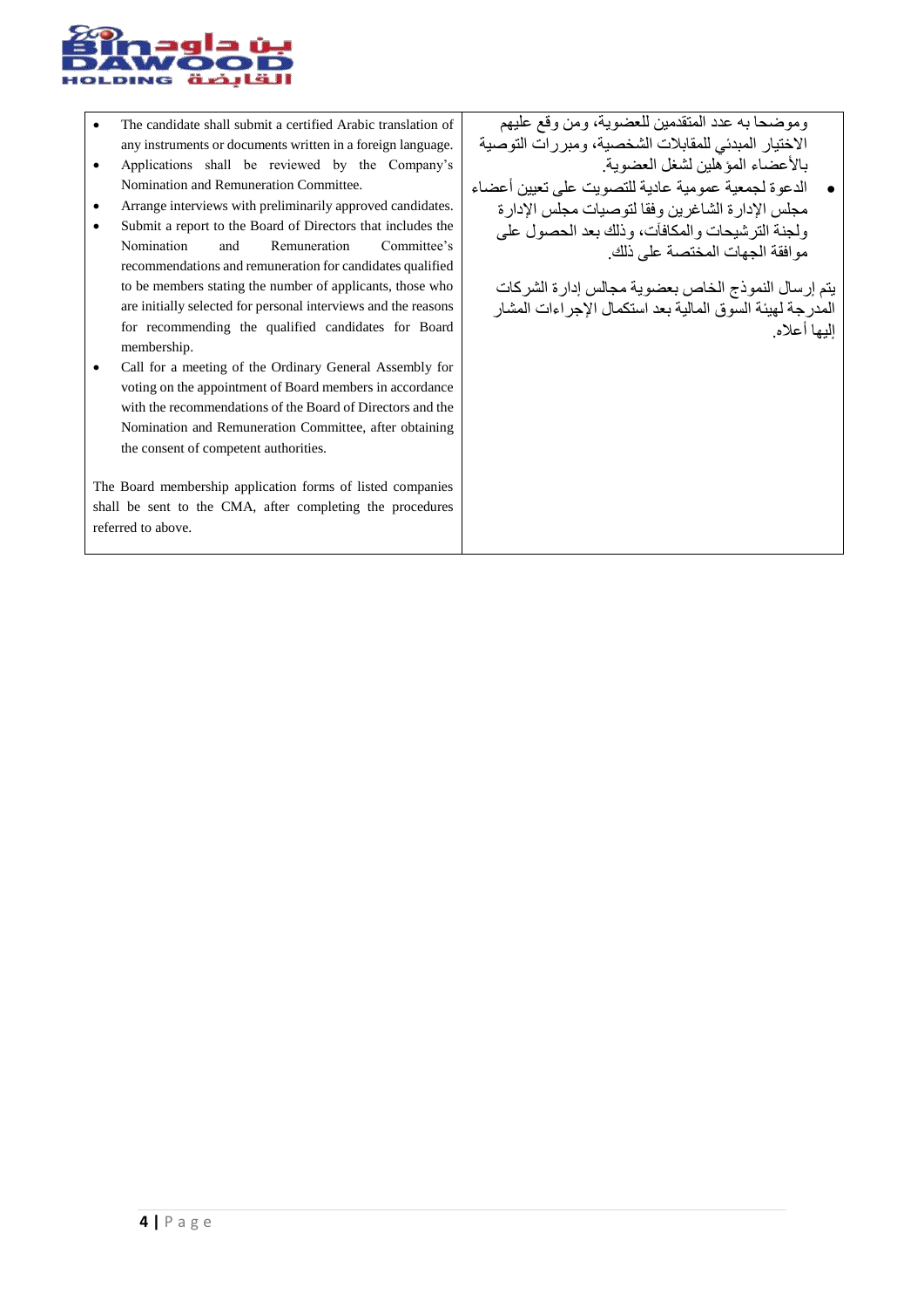| | |
|---|---|
| • The candidate shall submit a certified Arabic translation of any instruments or documents written in a foreign language.<br>• Applications shall be reviewed by the Company's Nomination and Remuneration Committee.<br>• Arrange interviews with preliminarily approved candidates.<br>• Submit a report to the Board of Directors that includes the Nomination and Remuneration Committee's recommendations and remuneration for candidates qualified to be members stating the number of applicants, those who are initially selected for personal interviews and the reasons for recommending the qualified candidates for Board membership.<br>• Call for a meeting of the Ordinary General Assembly for voting on the appointment of Board members in accordance with the recommendations of the Board of Directors and the Nomination and Remuneration Committee, after obtaining the consent of competent authorities.<br><br>The Board membership application forms of listed companies shall be sent to the CMA, after completing the procedures referred to above. | وموضحا به عدد المتقدمين للعضوية، ومن وقع عليهم الاختيار المبدئي للمقابلات الشخصية، ومبررات التوصية بالأعضاء المؤهلين لشغل العضوية.<br>• الدعوة لجمعية عمومية عادية للتصويت على تعيين أعضاء مجلس الإدارة الشاغرين وفقا لتوصيات مجلس الإدارة ولجنة الترشيحات والمكافآت، وذلك بعد الحصول على موافقة الجهات المختصة على ذلك.<br><br>يتم إرسال النموذج الخاص بعضوية مجالس إدارة الشركات المدرجة لهيئة السوق المالية بعد استكمال الإجراءات المشار إليها أعلاه. |